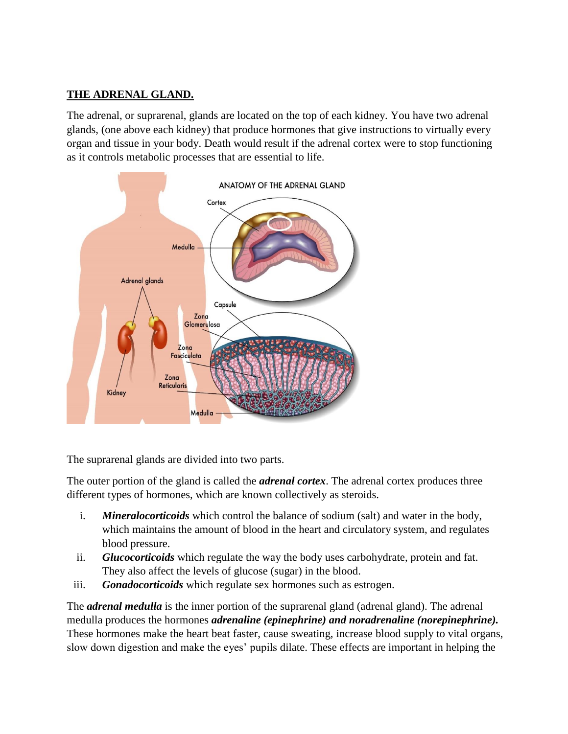## THE ADRENAL GLAND.

The adrenal, or suprarenal, glands are located on the top of each kidney. You have two adrenal glands, (one above each kidney) that produce hormones that give instructions to virtually every organ and tissue in your body. Death would result if the adrenal cortex were to stop functioning as it controls metabolic processes that are essential to life.

ANATOMY OF THE ADRENAL GLAND

Cortex

Medulla

Adrenal glands

Capsule

Zona Glomerulosa

Zona Fasciculata

Zona Reticularis

Kidney

Medulla

The suprarenal glands are divided into two parts.

The outer portion of the gland is called the ***adrenal cortex***. The adrenal cortex produces three different types of hormones, which are known collectively as steroids.

i. ***Mineralocorticoids*** which control the balance of sodium (salt) and water in the body, which maintains the amount of blood in the heart and circulatory system, and regulates blood pressure.
ii. ***Glucocorticoids*** which regulate the way the body uses carbohydrate, protein and fat. They also affect the levels of glucose (sugar) in the blood.
iii. ***Gonadocorticoids*** which regulate sex hormones such as estrogen.

The ***adrenal medulla*** is the inner portion of the suprarenal gland (adrenal gland). The adrenal medulla produces the hormones ***adrenaline (epinephrine) and noradrenaline (norepinephrine).*** These hormones make the heart beat faster, cause sweating, increase blood supply to vital organs, slow down digestion and make the eyes' pupils dilate. These effects are important in helping the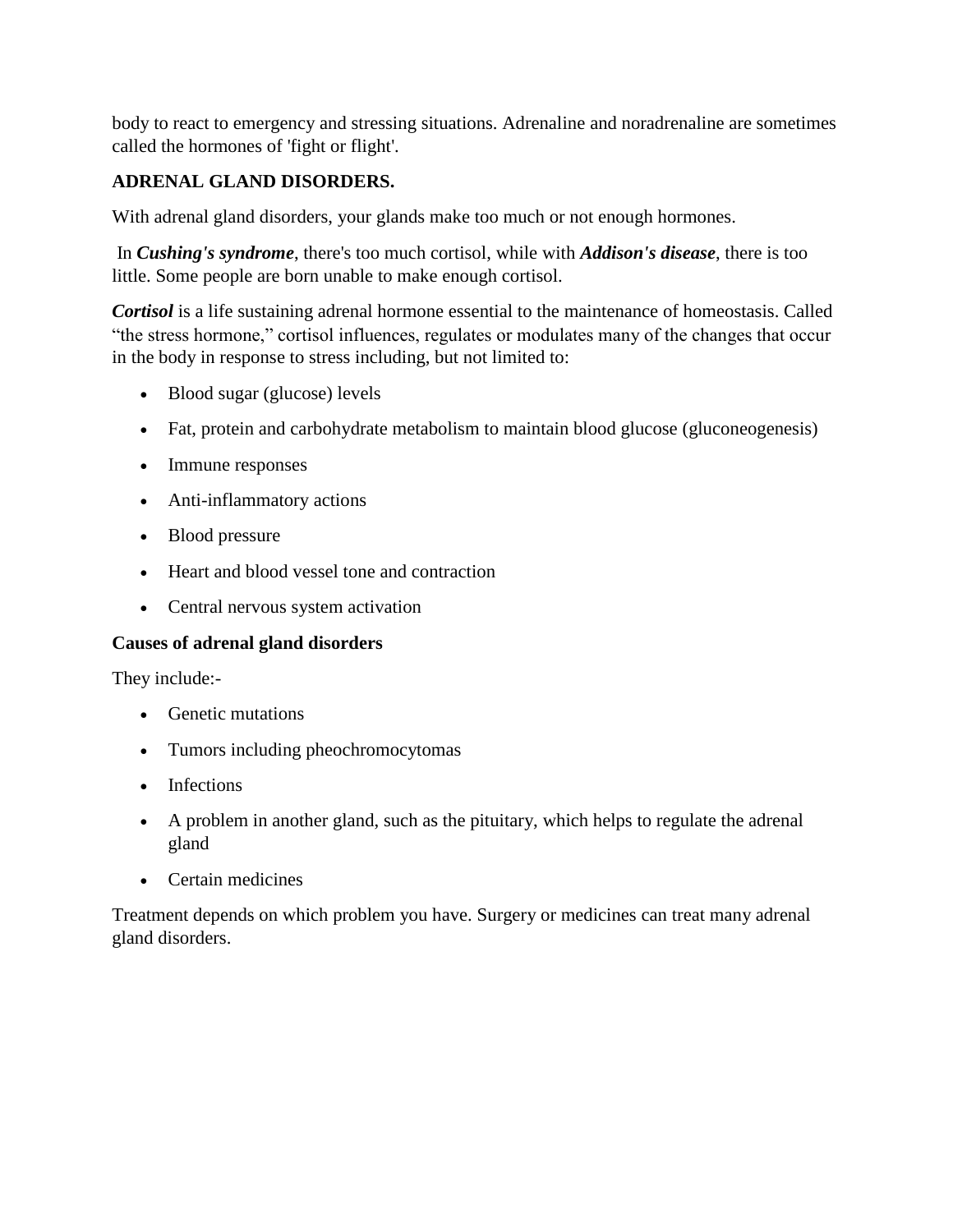body to react to emergency and stressing situations. Adrenaline and noradrenaline are sometimes called the hormones of 'fight or flight'.

## ADRENAL GLAND DISORDERS.

With adrenal gland disorders, your glands make too much or not enough hormones.

In ***Cushing's syndrome***, there's too much cortisol, while with ***Addison's disease***, there is too little. Some people are born unable to make enough cortisol.

***Cortisol*** is a life sustaining adrenal hormone essential to the maintenance of homeostasis. Called "the stress hormone," cortisol influences, regulates or modulates many of the changes that occur in the body in response to stress including, but not limited to:

- Blood sugar (glucose) levels
- Fat, protein and carbohydrate metabolism to maintain blood glucose (gluconeogenesis)
- Immune responses
- Anti-inflammatory actions
- Blood pressure
- Heart and blood vessel tone and contraction
- Central nervous system activation

### Causes of adrenal gland disorders

They include:-

- Genetic mutations
- Tumors including pheochromocytomas
- Infections
- A problem in another gland, such as the pituitary, which helps to regulate the adrenal gland
- Certain medicines

Treatment depends on which problem you have. Surgery or medicines can treat many adrenal gland disorders.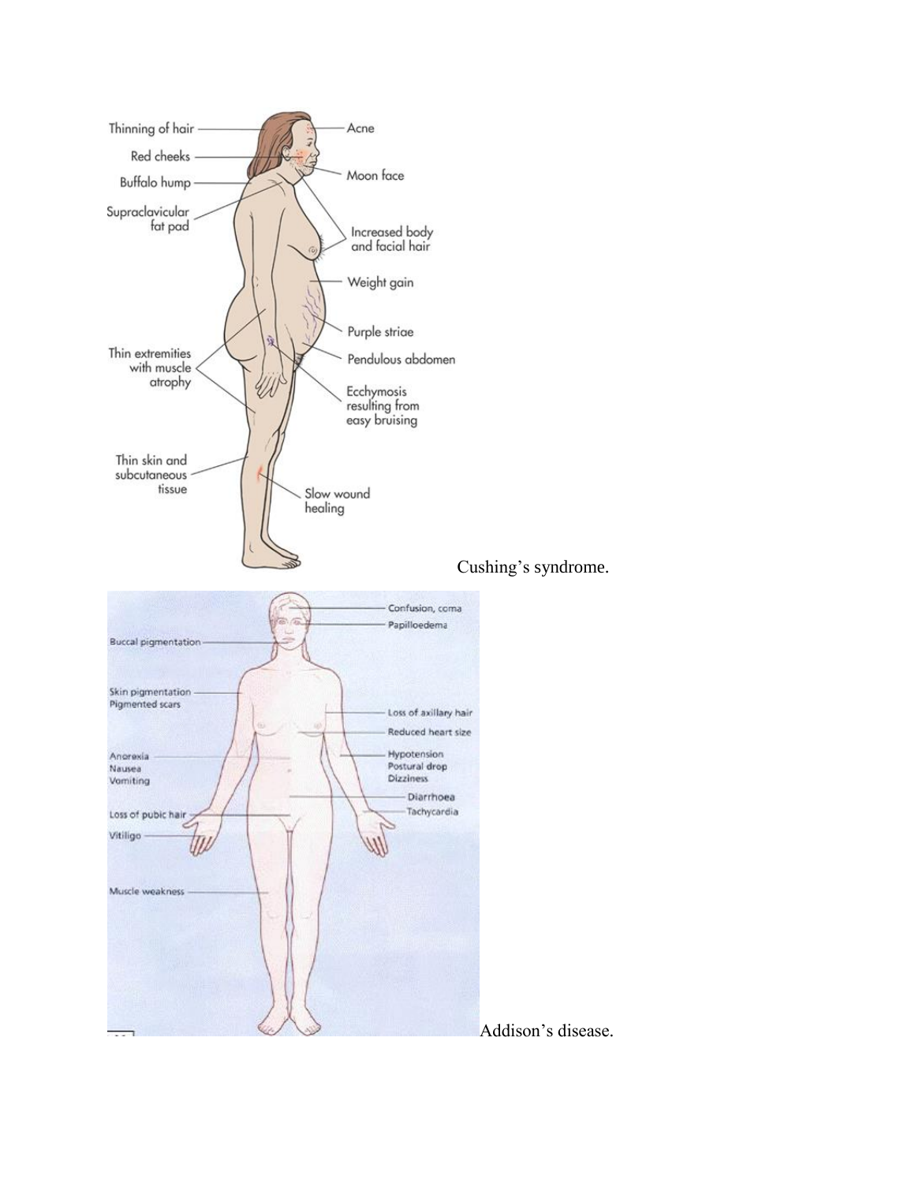Thinning of hair
Red cheeks
Buffalo hump
Supraclavicular fat pad
Thin extremities with muscle atrophy
Thin skin and subcutaneous tissue
Acne
Moon face
Increased body and facial hair
Weight gain
Purple striae
Pendulous abdomen
Ecchymosis resulting from easy bruising
Slow wound healing

Cushing's syndrome.

Confusion, coma
Papilloedema
Buccal pigmentation
Skin pigmentation
Pigmented scars
Loss of axillary hair
Reduced heart size
Anorexia
Nausea
Vomiting
Hypotension
Postural drop
Dizziness
Diarrhoea
Tachycardia
Loss of pubic hair
Vitiligo
Muscle weakness

Addison's disease.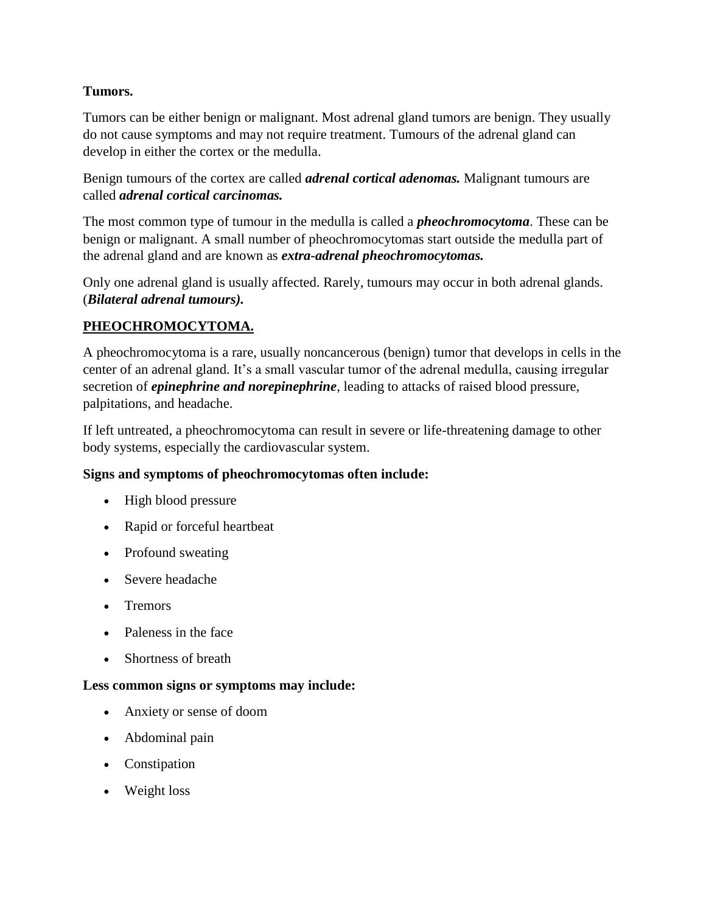**Tumors.**

Tumors can be either benign or malignant. Most adrenal gland tumors are benign. They usually do not cause symptoms and may not require treatment. Tumours of the adrenal gland can develop in either the cortex or the medulla.

Benign tumours of the cortex are called ***adrenal cortical adenomas.*** Malignant tumours are called ***adrenal cortical carcinomas.***

The most common type of tumour in the medulla is called a ***pheochromocytoma***. These can be benign or malignant. A small number of pheochromocytomas start outside the medulla part of the adrenal gland and are known as ***extra-adrenal pheochromocytomas.***

Only one adrenal gland is usually affected. Rarely, tumours may occur in both adrenal glands. (***Bilateral adrenal tumours).***

## PHEOCHROMOCYTOMA.

A pheochromocytoma is a rare, usually noncancerous (benign) tumor that develops in cells in the center of an adrenal gland. It's a small vascular tumor of the adrenal medulla, causing irregular secretion of ***epinephrine and norepinephrine***, leading to attacks of raised blood pressure, palpitations, and headache.

If left untreated, a pheochromocytoma can result in severe or life-threatening damage to other body systems, especially the cardiovascular system.

**Signs and symptoms of pheochromocytomas often include:**

- High blood pressure
- Rapid or forceful heartbeat
- Profound sweating
- Severe headache
- Tremors
- Paleness in the face
- Shortness of breath

**Less common signs or symptoms may include:**

- Anxiety or sense of doom
- Abdominal pain
- Constipation
- Weight loss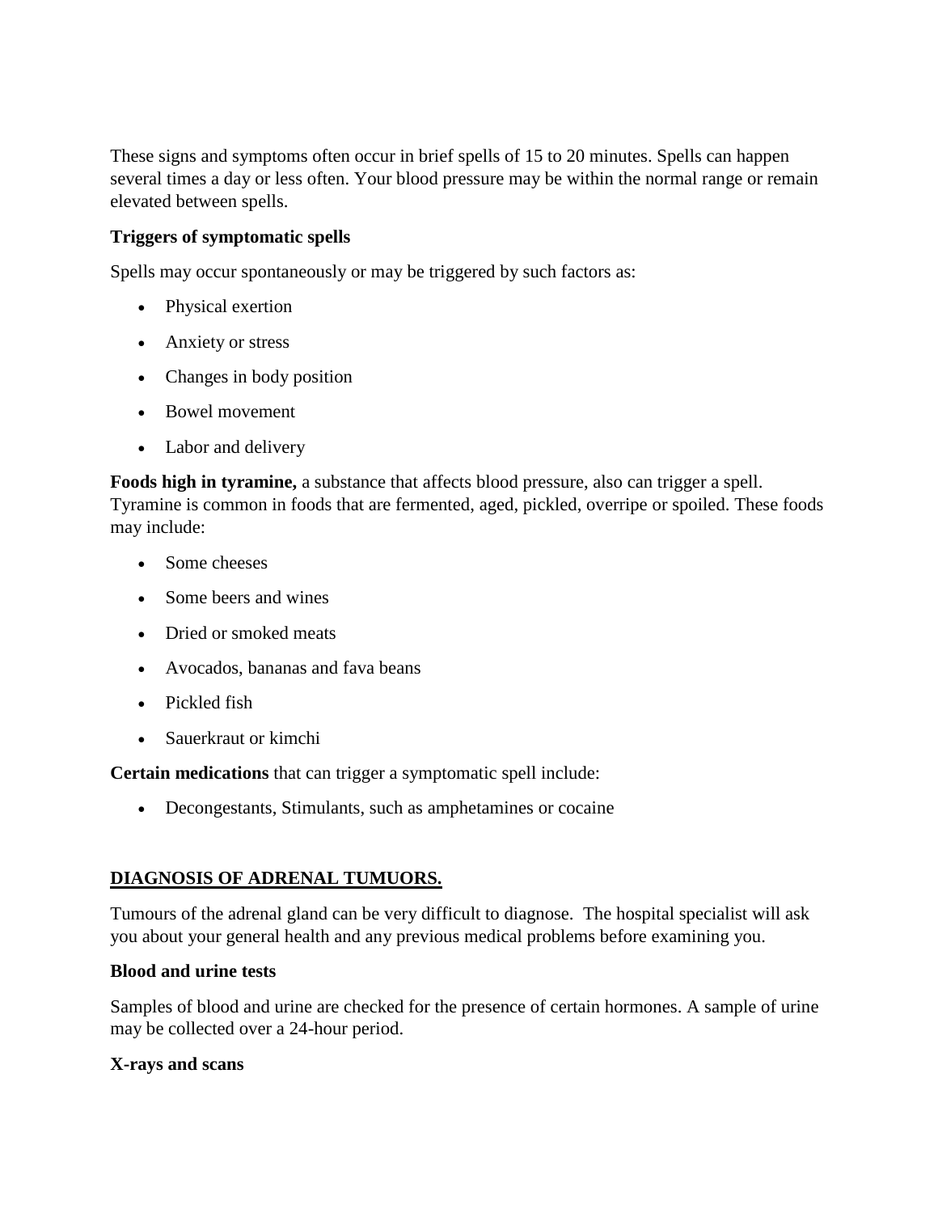These signs and symptoms often occur in brief spells of 15 to 20 minutes. Spells can happen several times a day or less often. Your blood pressure may be within the normal range or remain elevated between spells.

**Triggers of symptomatic spells**

Spells may occur spontaneously or may be triggered by such factors as:

- Physical exertion
- Anxiety or stress
- Changes in body position
- Bowel movement
- Labor and delivery

**Foods high in tyramine,** a substance that affects blood pressure, also can trigger a spell. Tyramine is common in foods that are fermented, aged, pickled, overripe or spoiled. These foods may include:

- Some cheeses
- Some beers and wines
- Dried or smoked meats
- Avocados, bananas and fava beans
- Pickled fish
- Sauerkraut or kimchi

**Certain medications** that can trigger a symptomatic spell include:

- Decongestants, Stimulants, such as amphetamines or cocaine

## DIAGNOSIS OF ADRENAL TUMUORS.

Tumours of the adrenal gland can be very difficult to diagnose. The hospital specialist will ask you about your general health and any previous medical problems before examining you.

**Blood and urine tests**

Samples of blood and urine are checked for the presence of certain hormones. A sample of urine may be collected over a 24-hour period.

**X-rays and scans**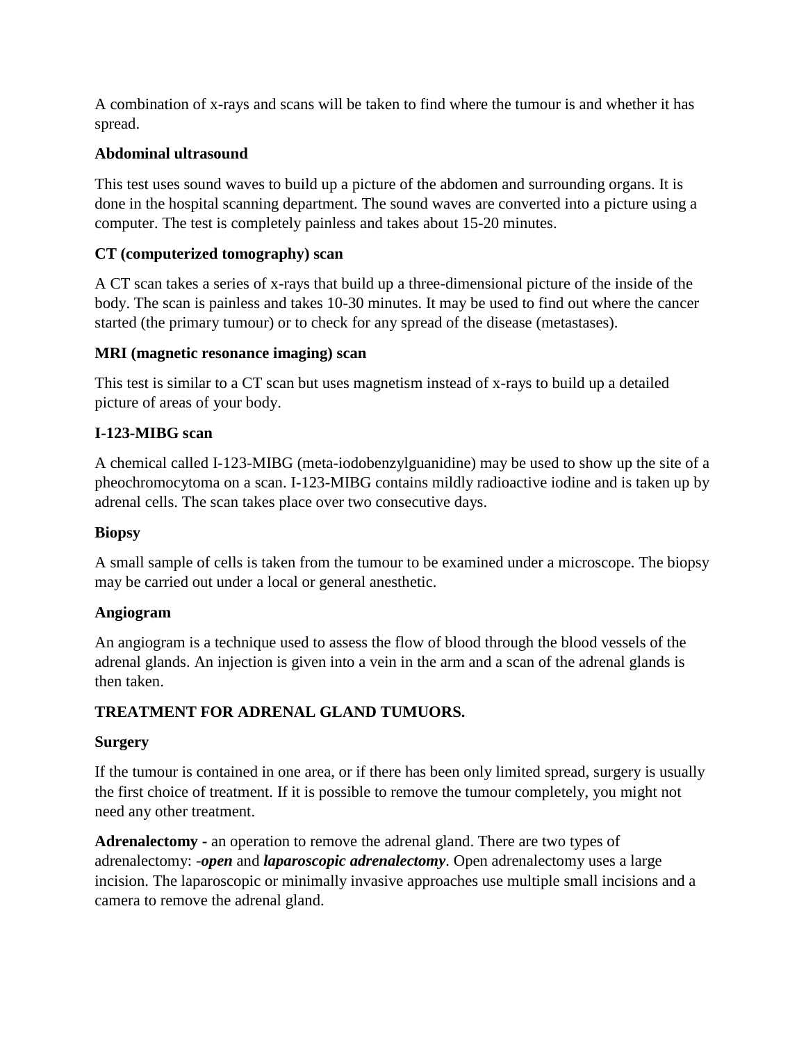A combination of x-rays and scans will be taken to find where the tumour is and whether it has spread.

**Abdominal ultrasound**

This test uses sound waves to build up a picture of the abdomen and surrounding organs. It is done in the hospital scanning department. The sound waves are converted into a picture using a computer. The test is completely painless and takes about 15-20 minutes.

**CT (computerized tomography) scan**

A CT scan takes a series of x-rays that build up a three-dimensional picture of the inside of the body. The scan is painless and takes 10-30 minutes. It may be used to find out where the cancer started (the primary tumour) or to check for any spread of the disease (metastases).

**MRI (magnetic resonance imaging) scan**

This test is similar to a CT scan but uses magnetism instead of x-rays to build up a detailed picture of areas of your body.

**I-123-MIBG scan**

A chemical called I-123-MIBG (meta-iodobenzylguanidine) may be used to show up the site of a pheochromocytoma on a scan. I-123-MIBG contains mildly radioactive iodine and is taken up by adrenal cells. The scan takes place over two consecutive days.

**Biopsy**

A small sample of cells is taken from the tumour to be examined under a microscope. The biopsy may be carried out under a local or general anesthetic.

**Angiogram**

An angiogram is a technique used to assess the flow of blood through the blood vessels of the adrenal glands. An injection is given into a vein in the arm and a scan of the adrenal glands is then taken.

**TREATMENT FOR ADRENAL GLAND TUMUORS.**

**Surgery**

If the tumour is contained in one area, or if there has been only limited spread, surgery is usually the first choice of treatment. If it is possible to remove the tumour completely, you might not need any other treatment.

**Adrenalectomy -** an operation to remove the adrenal gland. There are two types of adrenalectomy: -***open*** and ***laparoscopic adrenalectomy***. Open adrenalectomy uses a large incision. The laparoscopic or minimally invasive approaches use multiple small incisions and a camera to remove the adrenal gland.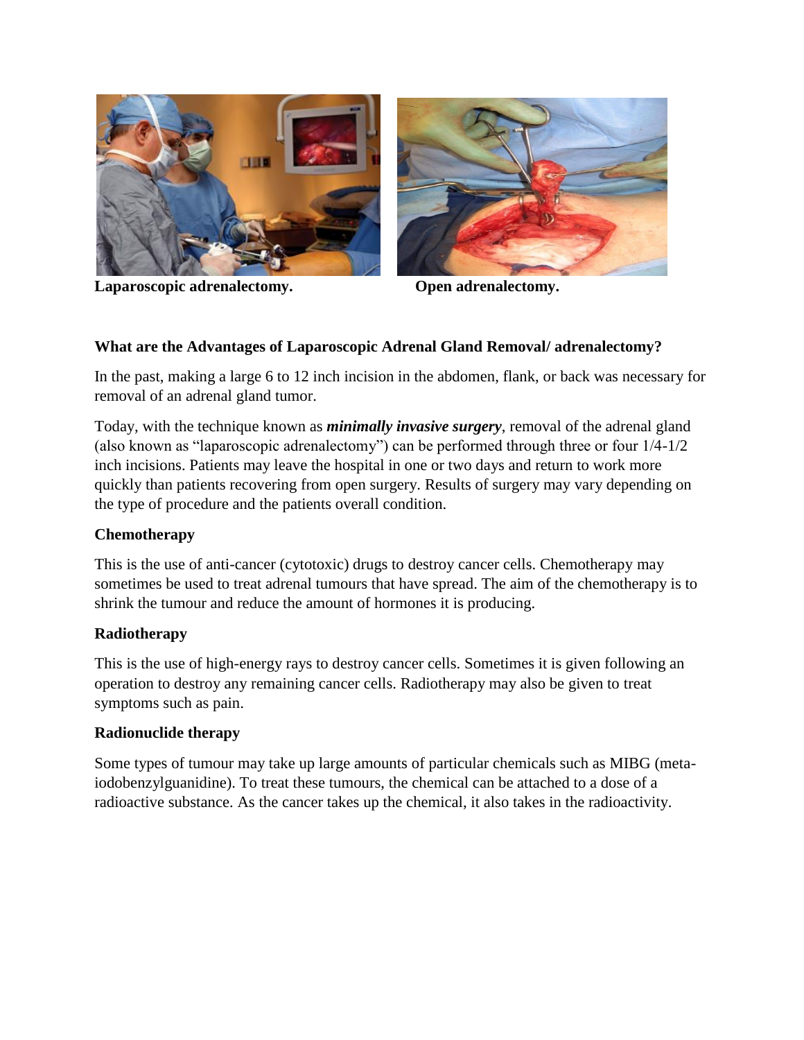**Laparoscopic adrenalectomy.** **Open adrenalectomy.**

**What are the Advantages of Laparoscopic Adrenal Gland Removal/ adrenalectomy?**

In the past, making a large 6 to 12 inch incision in the abdomen, flank, or back was necessary for removal of an adrenal gland tumor.

Today, with the technique known as ***minimally invasive surgery***, removal of the adrenal gland (also known as "laparoscopic adrenalectomy") can be performed through three or four 1/4-1/2 inch incisions. Patients may leave the hospital in one or two days and return to work more quickly than patients recovering from open surgery. Results of surgery may vary depending on the type of procedure and the patients overall condition.

**Chemotherapy**

This is the use of anti-cancer (cytotoxic) drugs to destroy cancer cells. Chemotherapy may sometimes be used to treat adrenal tumours that have spread. The aim of the chemotherapy is to shrink the tumour and reduce the amount of hormones it is producing.

**Radiotherapy**

This is the use of high-energy rays to destroy cancer cells. Sometimes it is given following an operation to destroy any remaining cancer cells. Radiotherapy may also be given to treat symptoms such as pain.

**Radionuclide therapy**

Some types of tumour may take up large amounts of particular chemicals such as MIBG (meta-iodobenzylguanidine). To treat these tumours, the chemical can be attached to a dose of a radioactive substance. As the cancer takes up the chemical, it also takes in the radioactivity.